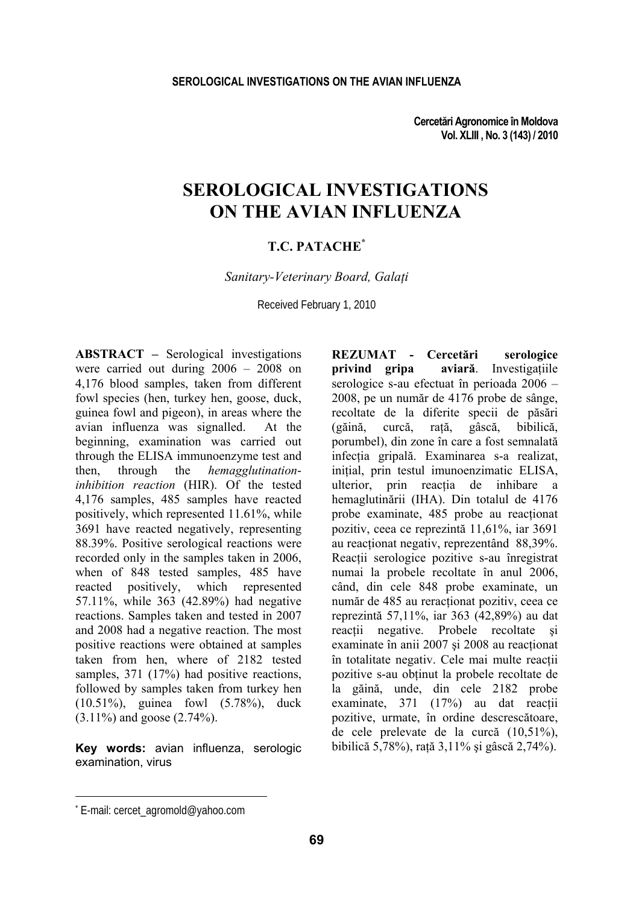# SEROLOGICAL INVESTIGATIONS ON THE AVIAN INFLUENZA

**T.C. PATACHE**[*]

*Sanitary-Veterinary Board, Galați*

Received February 1, 2010

**ABSTRACT –** Serological investigations were carried out during 2006 – 2008 on 4,176 blood samples, taken from different fowl species (hen, turkey hen, goose, duck, guinea fowl and pigeon), in areas where the avian influenza was signalled. At the beginning, examination was carried out through the ELISA immunoenzyme test and then, through the *hemagglutination-inhibition reaction* (HIR). Of the tested 4,176 samples, 485 samples have reacted positively, which represented 11.61%, while 3691 have reacted negatively, representing 88.39%. Positive serological reactions were recorded only in the samples taken in 2006, when of 848 tested samples, 485 have reacted positively, which represented 57.11%, while 363 (42.89%) had negative reactions. Samples taken and tested in 2007 and 2008 had a negative reaction. The most positive reactions were obtained at samples taken from hen, where of 2182 tested samples, 371 (17%) had positive reactions, followed by samples taken from turkey hen (10.51%), guinea fowl (5.78%), duck (3.11%) and goose (2.74%).

**Key words:** avian influenza, serologic examination, virus

**REZUMAT - Cercetări serologice privind gripa aviară**. Investigațiile serologice s-au efectuat în perioada 2006 – 2008, pe un număr de 4176 probe de sânge, recoltate de la diferite specii de păsări (găină, curcă, rață, gâscă, bibilică, porumbel), din zone în care a fost semnalată infecția gripală. Examinarea s-a realizat, inițial, prin testul imunoenzimatic ELISA, ulterior, prin reacția de inhibare a hemaglutinării (IHA). Din totalul de 4176 probe examinate, 485 probe au reacționat pozitiv, ceea ce reprezintă 11,61%, iar 3691 au reacționat negativ, reprezentând 88,39%. Reacții serologice pozitive s-au înregistrat numai la probele recoltate în anul 2006, când, din cele 848 probe examinate, un număr de 485 au reracționat pozitiv, ceea ce reprezintă 57,11%, iar 363 (42,89%) au dat reacții negative. Probele recoltate și examinate în anii 2007 și 2008 au reacționat în totalitate negativ. Cele mai multe reacții pozitive s-au obținut la probele recoltate de la găină, unde, din cele 2182 probe examinate, 371 (17%) au dat reacții pozitive, urmate, în ordine descrescătoare, de cele prelevate de la curcă (10,51%), bibilică 5,78%), rață 3,11% și gâscă 2,74%).

---

[*] E-mail: cercet_agromold@yahoo.com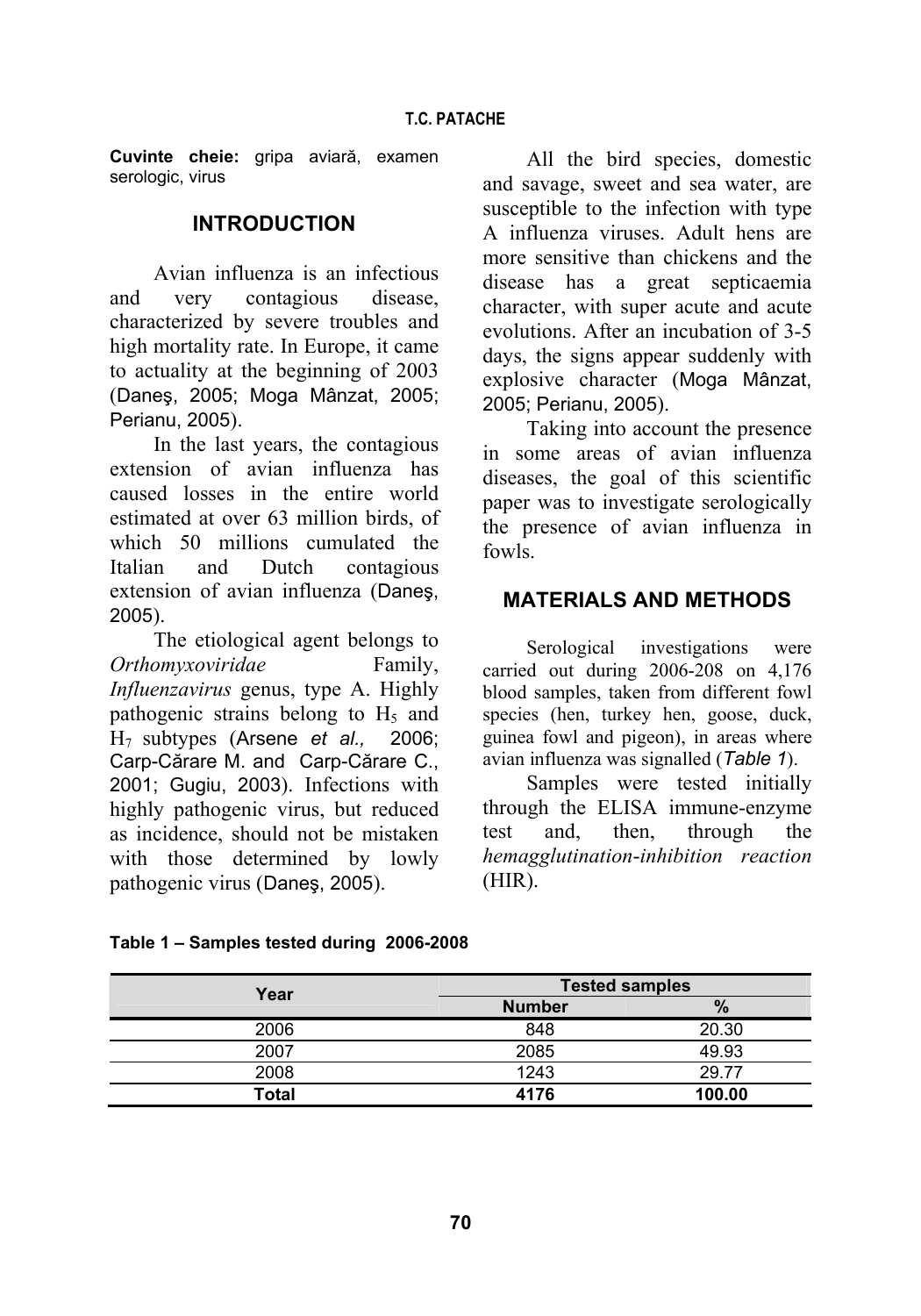**Cuvinte cheie:** gripa aviară, examen serologic, virus

## INTRODUCTION

Avian influenza is an infectious and very contagious disease, characterized by severe troubles and high mortality rate. In Europe, it came to actuality at the beginning of 2003 (Daneş, 2005; Moga Mânzat, 2005; Perianu, 2005).

In the last years, the contagious extension of avian influenza has caused losses in the entire world estimated at over 63 million birds, of which 50 millions cumulated the Italian and Dutch contagious extension of avian influenza (Daneş, 2005).

The etiological agent belongs to *Orthomyxoviridae* Family, *Influenzavirus* genus, type A. Highly pathogenic strains belong to $H_5$ and $H_7$ subtypes (Arsene *et al.,* 2006; Carp-Cărare M. and Carp-Cărare C., 2001; Gugiu, 2003). Infections with highly pathogenic virus, but reduced as incidence, should not be mistaken with those determined by lowly pathogenic virus (Daneş, 2005).

All the bird species, domestic and savage, sweet and sea water, are susceptible to the infection with type A influenza viruses. Adult hens are more sensitive than chickens and the disease has a great septicaemia character, with super acute and acute evolutions. After an incubation of 3-5 days, the signs appear suddenly with explosive character (Moga Mânzat, 2005; Perianu, 2005).

Taking into account the presence in some areas of avian influenza diseases, the goal of this scientific paper was to investigate serologically the presence of avian influenza in fowls.

## MATERIALS AND METHODS

Serological investigations were carried out during 2006-208 on 4,176 blood samples, taken from different fowl species (hen, turkey hen, goose, duck, guinea fowl and pigeon), in areas where avian influenza was signalled (*Table 1*).

Samples were tested initially through the ELISA immune-enzyme test and, then, through the *hemagglutination-inhibition reaction* (HIR).

**Table 1 – Samples tested during 2006-2008**

| Year | Tested samples | |
|---|---|---|
| | Number | % |
| 2006 | 848 | 20.30 |
| 2007 | 2085 | 49.93 |
| 2008 | 1243 | 29.77 |
| **Total** | **4176** | **100.00** |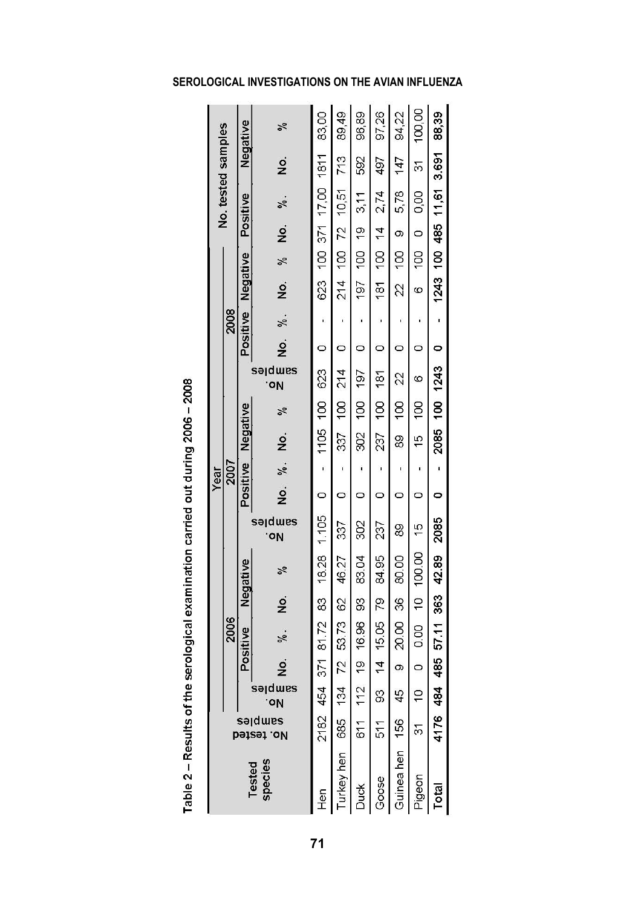Table 2 – Results of the serological examination carried out during 2006 – 2008

| Tested species | No. tested samples | Year | | | | | | | | | | | | | | | | | | No. tested samples | | | |
|---|---|---|---|---|---|---|---|---|---|---|---|---|---|---|---|---|---|---|---|---|---|---|---|
| | | 2006 | | | | | 2007 | | | | | | 2008 | | | | | | | | | | |
| | | No. samples | Positive | | Negative | | No. samples | Positive | | Negative | | | No. samples | Positive | | Negative | | | | Positive | | Negative | |
| | | | No. | %. | No. | % | | No. | %. | No. | % | | | No. | %. | No. | % | | | No. | %. | No. | % |
| Hen | 2182 | 454 | 371 | 81.72 | 83 | 18.28 | 1.105 | 0 | - | 1105 | 100 | | 623 | 0 | - | 623 | 100 | | | 371 | 17,00 | 1811 | 83,00 |
| Turkey hen | 685 | 134 | 72 | 53.73 | 62 | 46.27 | 337 | 0 | - | 337 | 100 | | 214 | 0 | - | 214 | 100 | | | 72 | 10,51 | 713 | 89,49 |
| Duck | 611 | 112 | 19 | 16.96 | 93 | 83.04 | 302 | 0 | - | 302 | 100 | | 197 | 0 | - | 197 | 100 | | | 19 | 3,11 | 592 | 96,89 |
| Goose | 511 | 93 | 14 | 15.05 | 79 | 84.95 | 237 | 0 | - | 237 | 100 | | 181 | 0 | - | 181 | 100 | | | 14 | 2,74 | 497 | 97,26 |
| Guinea hen | 156 | 45 | 9 | 20.00 | 36 | 80.00 | 89 | 0 | - | 89 | 100 | | 22 | 0 | - | 22 | 100 | | | 9 | 5,78 | 147 | 94,22 |
| Pigeon | 31 | 10 | 0 | 0.00 | 10 | 100.00 | 15 | 0 | - | 15 | 100 | | 6 | 0 | - | 6 | 100 | | | 0 | 0,00 | 31 | 100,00 |
| **Total** | **4176** | **484** | **485** | **57.11** | **363** | **42.89** | **2085** | **0** | **-** | **2085** | **100** | | **1243** | **0** | **-** | **1243** | **100** | | | **485** | **11,61** | **3.691** | **88,39** |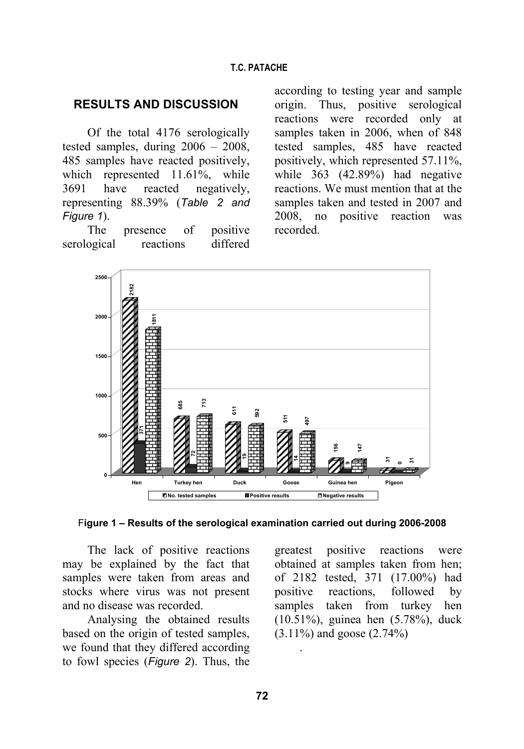## RESULTS AND DISCUSSION

Of the total 4176 serologically tested samples, during 2006 – 2008, 485 samples have reacted positively, which represented 11.61%, while 3691 have reacted negatively, representing 88.39% (*Table 2 and Figure 1*).

The presence of positive serological reactions differed according to testing year and sample origin. Thus, positive serological reactions were recorded only at samples taken in 2006, when of 848 tested samples, 485 have reacted positively, which represented 57.11%, while 363 (42.89%) had negative reactions. We must mention that at the samples taken and tested in 2007 and 2008, no positive reaction was recorded.

**Figure 1 – Results of the serological examination carried out during 2006-2008**

The lack of positive reactions may be explained by the fact that samples were taken from areas and stocks where virus was not present and no disease was recorded.

Analysing the obtained results based on the origin of tested samples, we found that they differed according to fowl species (*Figure 2*). Thus, the greatest positive reactions were obtained at samples taken from hen; of 2182 tested, 371 (17.00%) had positive reactions, followed by samples taken from turkey hen (10.51%), guinea hen (5.78%), duck (3.11%) and goose (2.74%)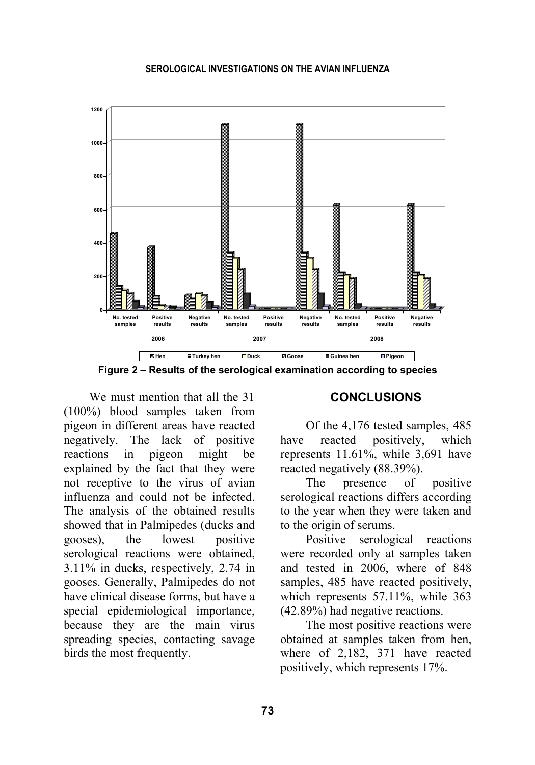Figure 2 – Results of the serological examination according to species

We must mention that all the 31 (100%) blood samples taken from pigeon in different areas have reacted negatively. The lack of positive reactions in pigeon might be explained by the fact that they were not receptive to the virus of avian influenza and could not be infected. The analysis of the obtained results showed that in Palmipedes (ducks and gooses), the lowest positive serological reactions were obtained, 3.11% in ducks, respectively, 2.74 in gooses. Generally, Palmipedes do not have clinical disease forms, but have a special epidemiological importance, because they are the main virus spreading species, contacting savage birds the most frequently.

## CONCLUSIONS

Of the 4,176 tested samples, 485 have reacted positively, which represents 11.61%, while 3,691 have reacted negatively (88.39%).

The presence of positive serological reactions differs according to the year when they were taken and to the origin of serums.

Positive serological reactions were recorded only at samples taken and tested in 2006, where of 848 samples, 485 have reacted positively, which represents 57.11%, while 363 (42.89%) had negative reactions.

The most positive reactions were obtained at samples taken from hen, where of 2,182, 371 have reacted positively, which represents 17%.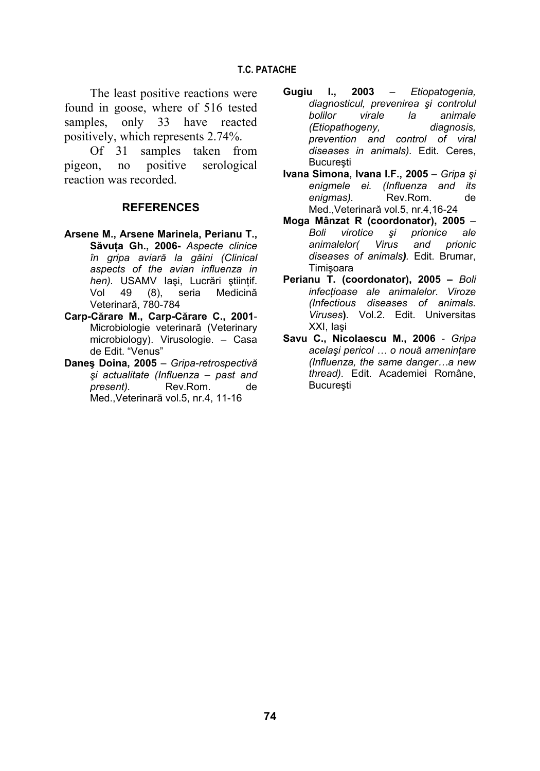The least positive reactions were found in goose, where of 516 tested samples, only 33 have reacted positively, which represents 2.74%.

Of 31 samples taken from pigeon, no positive serological reaction was recorded.

## REFERENCES

**Arsene M., Arsene Marinela, Perianu T., Săvuța Gh., 2006-** *Aspecte clinice în gripa aviară la găini (Clinical aspects of the avian influenza in hen).* USAMV Iaşi, Lucrări ştiințif. Vol 49 (8), seria Medicină Veterinară, 780-784

**Carp-Cărare M., Carp-Cărare C., 2001**- Microbiologie veterinară (Veterinary microbiology). Virusologie. – Casa de Edit. "Venus"

**Daneş Doina, 2005** – *Gripa-retrospectivă şi actualitate (Influenza – past and present).* Rev.Rom. de Med.,Veterinară vol.5, nr.4, 11-16

**Gugiu I., 2003** – *Etiopatogenia, diagnosticul, prevenirea şi controlul bolilor virale la animale (Etiopathogeny, diagnosis, prevention and control of viral diseases in animals).* Edit. Ceres, Bucureşti

**Ivana Simona, Ivana I.F., 2005** – *Gripa şi enigmele ei. (Influenza and its enigmas).* Rev.Rom. de Med.,Veterinară vol.5, nr.4,16-24

**Moga Mânzat R (coordonator), 2005** – *Boli virotice şi prionice ale animalelor( Virus and prionic diseases of animals).* Edit. Brumar, Timişoara

**Perianu T. (coordonator), 2005 –** *Boli infecțioase ale animalelor. Viroze (Infectious diseases of animals. Viruses).* Vol.2. Edit. Universitas XXI, Iaşi

**Savu C., Nicolaescu M., 2006** - *Gripa acelaşi pericol … o nouă amenințare (Influenza, the same danger…a new thread).* Edit. Academiei Române, Bucureşti